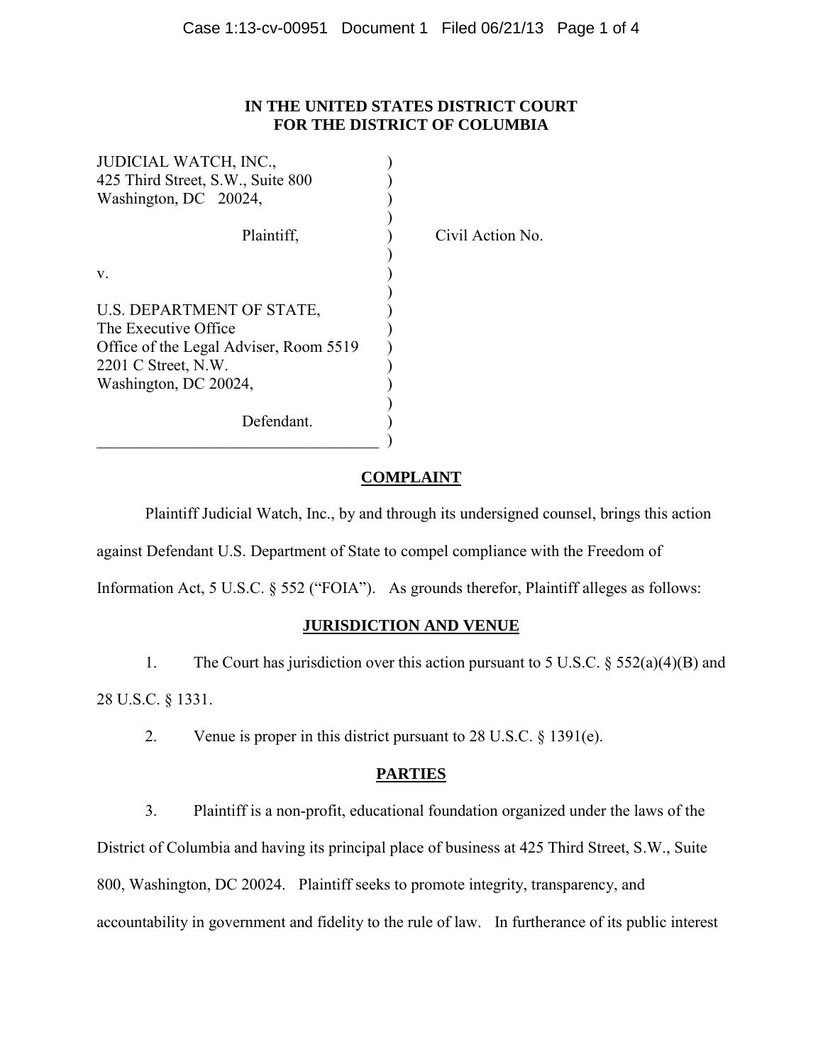**IN THE UNITED STATES DISTRICT COURT**
**FOR THE DISTRICT OF COLUMBIA**

JUDICIAL WATCH, INC.,
425 Third Street, S.W., Suite 800
Washington, DC 20024,

Plaintiff,

v.

U.S. DEPARTMENT OF STATE,
The Executive Office
Office of the Legal Adviser, Room 5519
2201 C Street, N.W.
Washington, DC 20024,

Defendant.

Civil Action No.

## COMPLAINT

Plaintiff Judicial Watch, Inc., by and through its undersigned counsel, brings this action against Defendant U.S. Department of State to compel compliance with the Freedom of Information Act, 5 U.S.C. § 552 ("FOIA"). As grounds therefor, Plaintiff alleges as follows:

## JURISDICTION AND VENUE

1. The Court has jurisdiction over this action pursuant to 5 U.S.C. § 552(a)(4)(B) and 28 U.S.C. § 1331.

2. Venue is proper in this district pursuant to 28 U.S.C. § 1391(e).

## PARTIES

3. Plaintiff is a non-profit, educational foundation organized under the laws of the District of Columbia and having its principal place of business at 425 Third Street, S.W., Suite 800, Washington, DC 20024. Plaintiff seeks to promote integrity, transparency, and accountability in government and fidelity to the rule of law. In furtherance of its public interest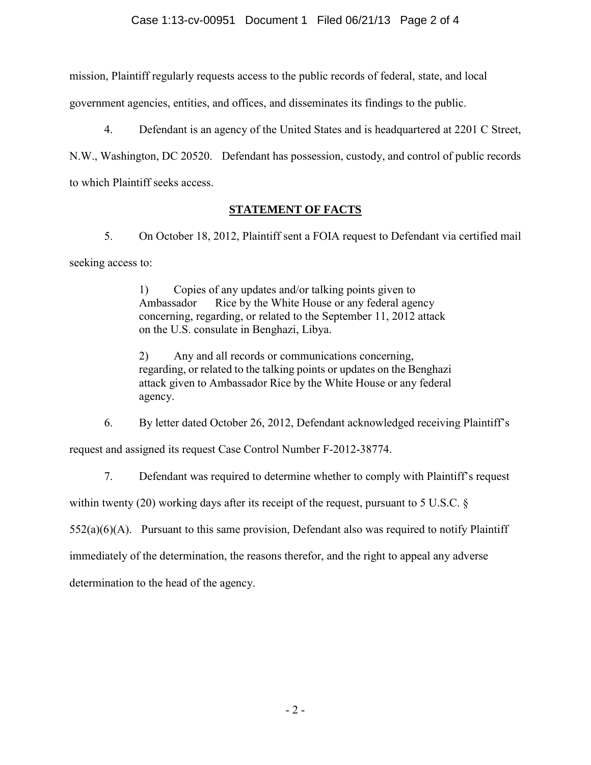mission, Plaintiff regularly requests access to the public records of federal, state, and local government agencies, entities, and offices, and disseminates its findings to the public.

4. Defendant is an agency of the United States and is headquartered at 2201 C Street, N.W., Washington, DC 20520. Defendant has possession, custody, and control of public records to which Plaintiff seeks access.

## STATEMENT OF FACTS

5. On October 18, 2012, Plaintiff sent a FOIA request to Defendant via certified mail seeking access to:

> 1) Copies of any updates and/or talking points given to Ambassador Rice by the White House or any federal agency concerning, regarding, or related to the September 11, 2012 attack on the U.S. consulate in Benghazi, Libya.
>
> 2) Any and all records or communications concerning, regarding, or related to the talking points or updates on the Benghazi attack given to Ambassador Rice by the White House or any federal agency.

6. By letter dated October 26, 2012, Defendant acknowledged receiving Plaintiff's request and assigned its request Case Control Number F-2012-38774.

7. Defendant was required to determine whether to comply with Plaintiff's request within twenty (20) working days after its receipt of the request, pursuant to 5 U.S.C. § 552(a)(6)(A). Pursuant to this same provision, Defendant also was required to notify Plaintiff immediately of the determination, the reasons therefor, and the right to appeal any adverse determination to the head of the agency.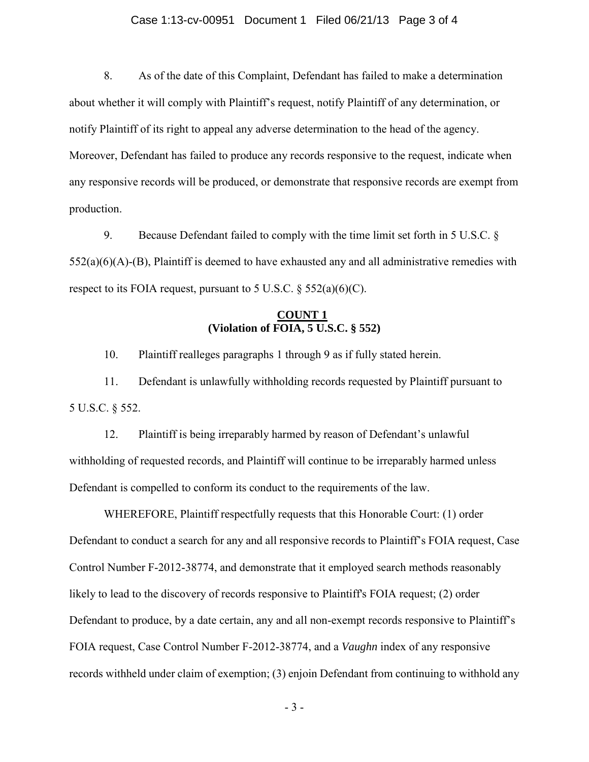8. As of the date of this Complaint, Defendant has failed to make a determination about whether it will comply with Plaintiff's request, notify Plaintiff of any determination, or notify Plaintiff of its right to appeal any adverse determination to the head of the agency. Moreover, Defendant has failed to produce any records responsive to the request, indicate when any responsive records will be produced, or demonstrate that responsive records are exempt from production.

9. Because Defendant failed to comply with the time limit set forth in 5 U.S.C. § 552(a)(6)(A)-(B), Plaintiff is deemed to have exhausted any and all administrative remedies with respect to its FOIA request, pursuant to 5 U.S.C. § 552(a)(6)(C).

**COUNT 1**
**(Violation of FOIA, 5 U.S.C. § 552)**

10. Plaintiff realleges paragraphs 1 through 9 as if fully stated herein.

11. Defendant is unlawfully withholding records requested by Plaintiff pursuant to 5 U.S.C. § 552.

12. Plaintiff is being irreparably harmed by reason of Defendant's unlawful withholding of requested records, and Plaintiff will continue to be irreparably harmed unless Defendant is compelled to conform its conduct to the requirements of the law.

WHEREFORE, Plaintiff respectfully requests that this Honorable Court: (1) order Defendant to conduct a search for any and all responsive records to Plaintiff's FOIA request, Case Control Number F-2012-38774, and demonstrate that it employed search methods reasonably likely to lead to the discovery of records responsive to Plaintiff's FOIA request; (2) order Defendant to produce, by a date certain, any and all non-exempt records responsive to Plaintiff's FOIA request, Case Control Number F-2012-38774, and a *Vaughn* index of any responsive records withheld under claim of exemption; (3) enjoin Defendant from continuing to withhold any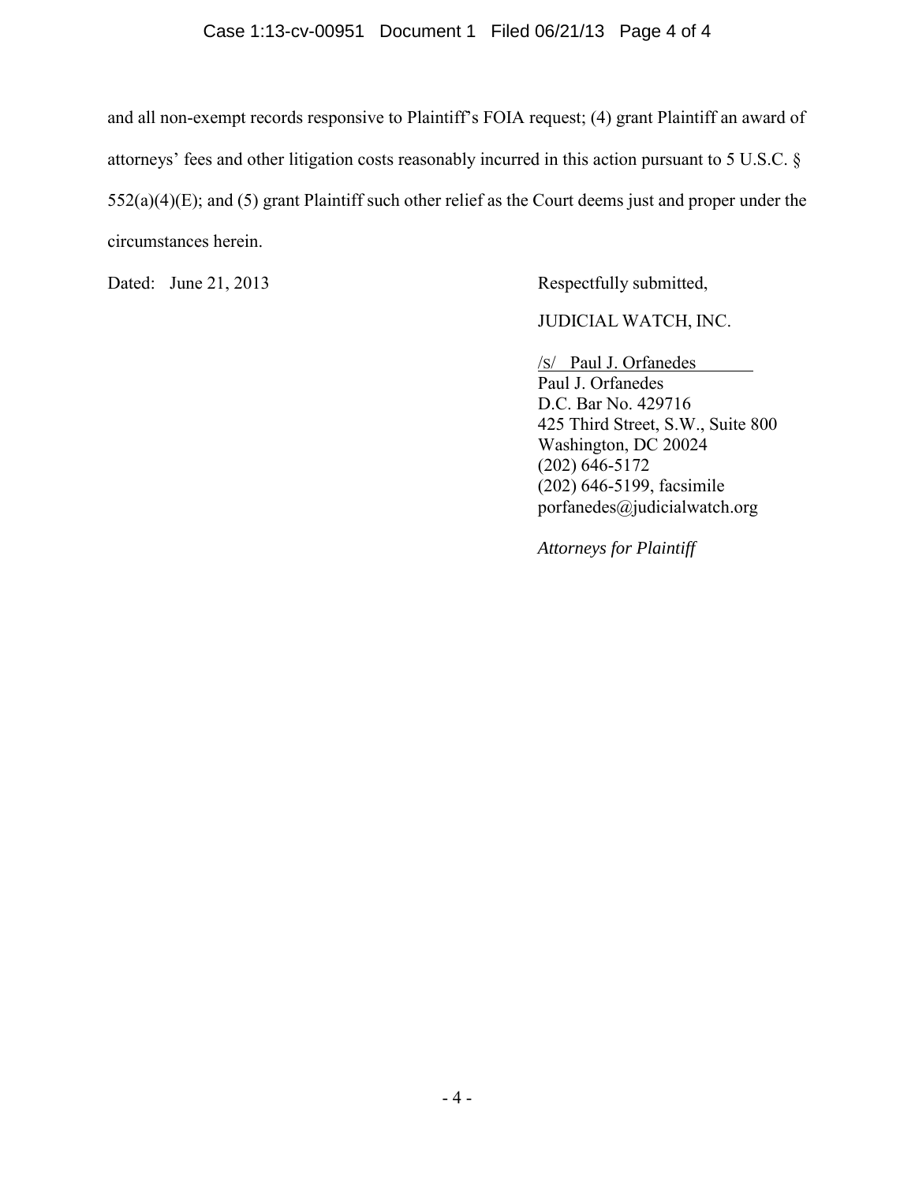and all non-exempt records responsive to Plaintiff's FOIA request; (4) grant Plaintiff an award of attorneys' fees and other litigation costs reasonably incurred in this action pursuant to 5 U.S.C. § 552(a)(4)(E); and (5) grant Plaintiff such other relief as the Court deems just and proper under the circumstances herein.

Dated: June 21, 2013

Respectfully submitted,

JUDICIAL WATCH, INC.

/s/ Paul J. Orfanedes
Paul J. Orfanedes
D.C. Bar No. 429716
425 Third Street, S.W., Suite 800
Washington, DC 20024
(202) 646-5172
(202) 646-5199, facsimile
porfanedes@judicialwatch.org

*Attorneys for Plaintiff*